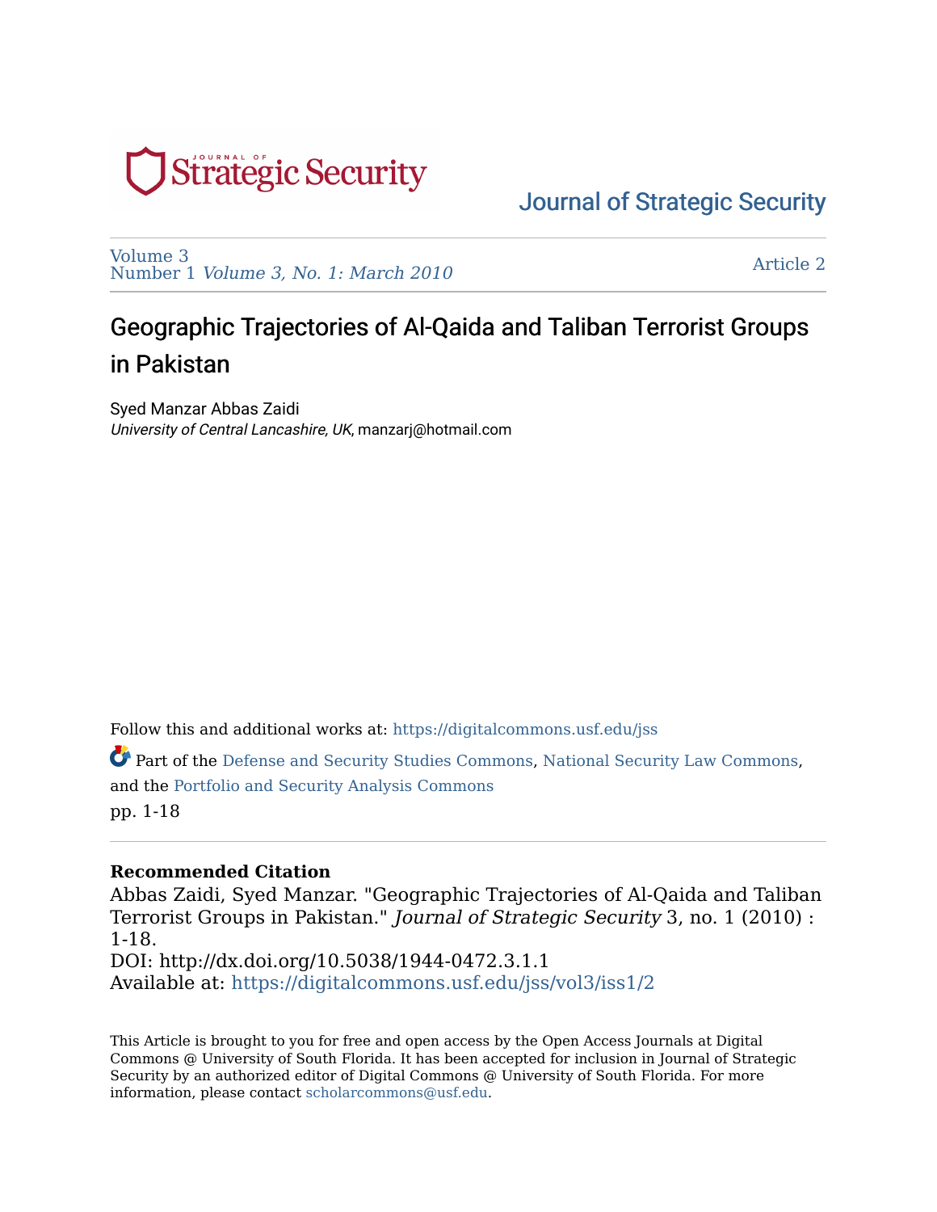Journal of Strategic Security

Volume 3
Number 1 *Volume 3, No. 1: March 2010*

Article 2

# Geographic Trajectories of Al-Qaida and Taliban Terrorist Groups in Pakistan

Syed Manzar Abbas Zaidi
*University of Central Lancashire, UK*, manzarj@hotmail.com

Follow this and additional works at: https://digitalcommons.usf.edu/jss

Part of the Defense and Security Studies Commons, National Security Law Commons, and the Portfolio and Security Analysis Commons

pp. 1-18

**Recommended Citation**

Abbas Zaidi, Syed Manzar. "Geographic Trajectories of Al-Qaida and Taliban Terrorist Groups in Pakistan." *Journal of Strategic Security* 3, no. 1 (2010) : 1-18.
DOI: http://dx.doi.org/10.5038/1944-0472.3.1.1
Available at: https://digitalcommons.usf.edu/jss/vol3/iss1/2

This Article is brought to you for free and open access by the Open Access Journals at Digital Commons @ University of South Florida. It has been accepted for inclusion in Journal of Strategic Security by an authorized editor of Digital Commons @ University of South Florida. For more information, please contact scholarcommons@usf.edu.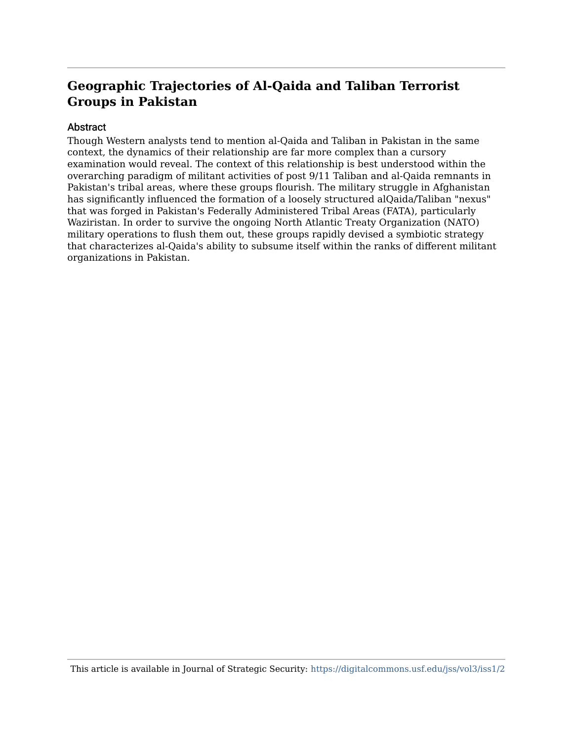# Geographic Trajectories of Al-Qaida and Taliban Terrorist Groups in Pakistan

## Abstract

Though Western analysts tend to mention al-Qaida and Taliban in Pakistan in the same context, the dynamics of their relationship are far more complex than a cursory examination would reveal. The context of this relationship is best understood within the overarching paradigm of militant activities of post 9/11 Taliban and al-Qaida remnants in Pakistan's tribal areas, where these groups flourish. The military struggle in Afghanistan has significantly influenced the formation of a loosely structured alQaida/Taliban "nexus" that was forged in Pakistan's Federally Administered Tribal Areas (FATA), particularly Waziristan. In order to survive the ongoing North Atlantic Treaty Organization (NATO) military operations to flush them out, these groups rapidly devised a symbiotic strategy that characterizes al-Qaida's ability to subsume itself within the ranks of different militant organizations in Pakistan.

This article is available in Journal of Strategic Security: https://digitalcommons.usf.edu/jss/vol3/iss1/2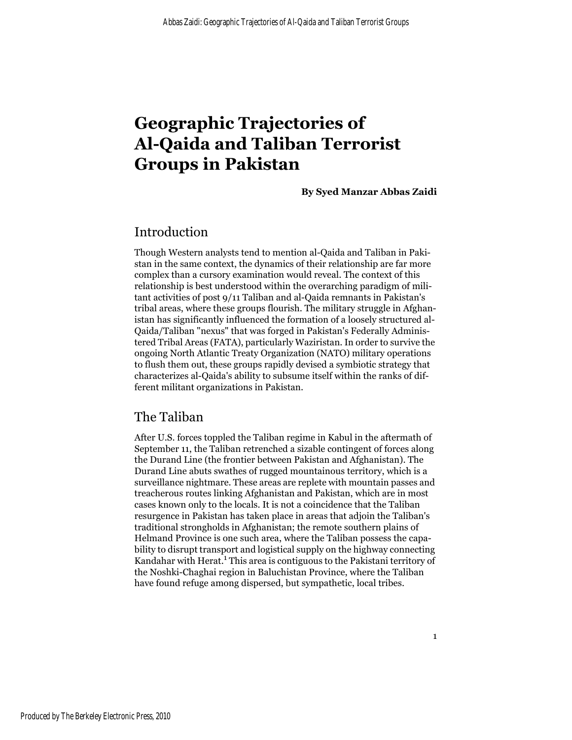# Geographic Trajectories of Al-Qaida and Taliban Terrorist Groups in Pakistan

**By Syed Manzar Abbas Zaidi**

## Introduction

Though Western analysts tend to mention al-Qaida and Taliban in Pakistan in the same context, the dynamics of their relationship are far more complex than a cursory examination would reveal. The context of this relationship is best understood within the overarching paradigm of militant activities of post 9/11 Taliban and al-Qaida remnants in Pakistan's tribal areas, where these groups flourish. The military struggle in Afghanistan has significantly influenced the formation of a loosely structured al-Qaida/Taliban "nexus" that was forged in Pakistan's Federally Administered Tribal Areas (FATA), particularly Waziristan. In order to survive the ongoing North Atlantic Treaty Organization (NATO) military operations to flush them out, these groups rapidly devised a symbiotic strategy that characterizes al-Qaida's ability to subsume itself within the ranks of different militant organizations in Pakistan.

## The Taliban

After U.S. forces toppled the Taliban regime in Kabul in the aftermath of September 11, the Taliban retrenched a sizable contingent of forces along the Durand Line (the frontier between Pakistan and Afghanistan). The Durand Line abuts swathes of rugged mountainous territory, which is a surveillance nightmare. These areas are replete with mountain passes and treacherous routes linking Afghanistan and Pakistan, which are in most cases known only to the locals. It is not a coincidence that the Taliban resurgence in Pakistan has taken place in areas that adjoin the Taliban's traditional strongholds in Afghanistan; the remote southern plains of Helmand Province is one such area, where the Taliban possess the capability to disrupt transport and logistical supply on the highway connecting Kandahar with Herat.[1] This area is contiguous to the Pakistani territory of the Noshki-Chaghai region in Baluchistan Province, where the Taliban have found refuge among dispersed, but sympathetic, local tribes.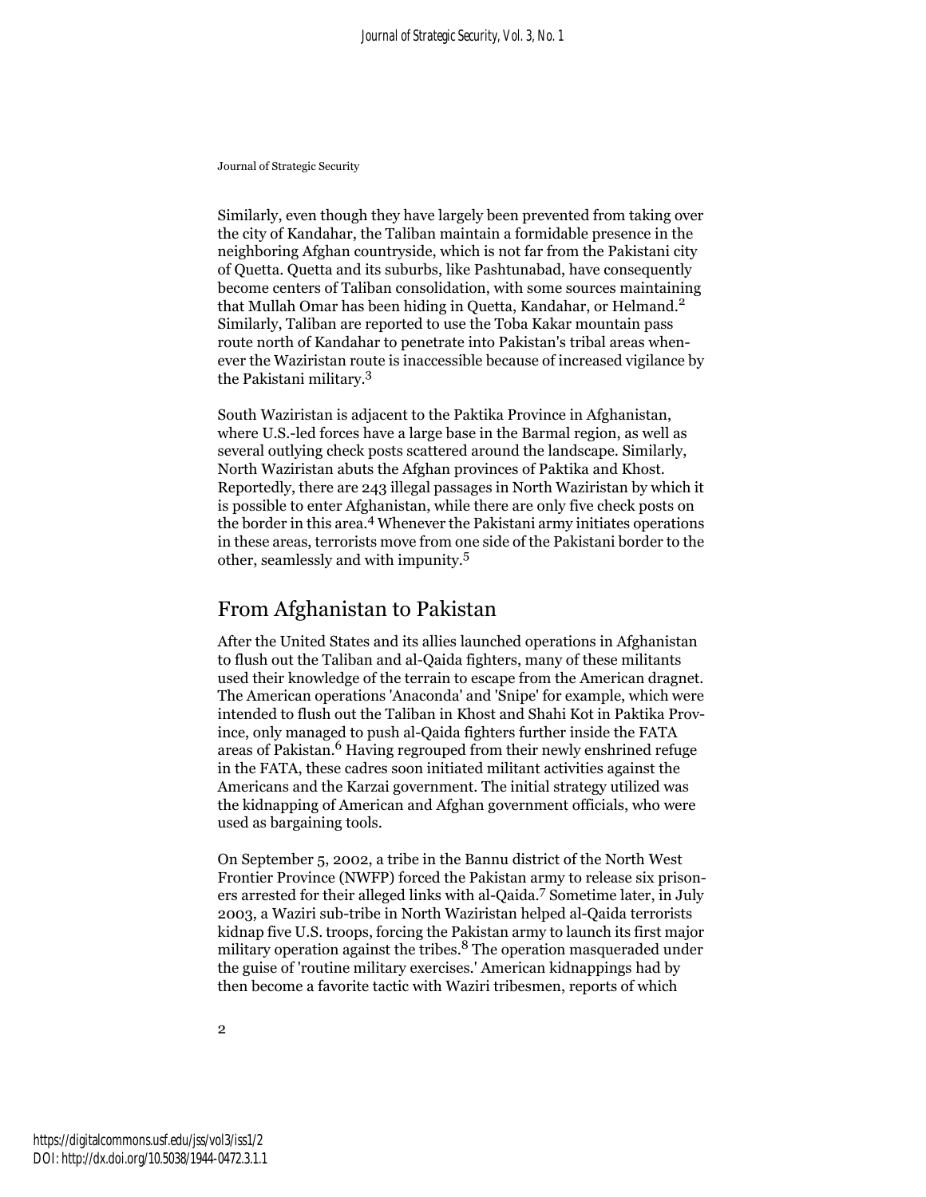Similarly, even though they have largely been prevented from taking over the city of Kandahar, the Taliban maintain a formidable presence in the neighboring Afghan countryside, which is not far from the Pakistani city of Quetta. Quetta and its suburbs, like Pashtunabad, have consequently become centers of Taliban consolidation, with some sources maintaining that Mullah Omar has been hiding in Quetta, Kandahar, or Helmand.[2] Similarly, Taliban are reported to use the Toba Kakar mountain pass route north of Kandahar to penetrate into Pakistan's tribal areas whenever the Waziristan route is inaccessible because of increased vigilance by the Pakistani military.[3]

South Waziristan is adjacent to the Paktika Province in Afghanistan, where U.S.-led forces have a large base in the Barmal region, as well as several outlying check posts scattered around the landscape. Similarly, North Waziristan abuts the Afghan provinces of Paktika and Khost. Reportedly, there are 243 illegal passages in North Waziristan by which it is possible to enter Afghanistan, while there are only five check posts on the border in this area.[4] Whenever the Pakistani army initiates operations in these areas, terrorists move from one side of the Pakistani border to the other, seamlessly and with impunity.[5]

## From Afghanistan to Pakistan

After the United States and its allies launched operations in Afghanistan to flush out the Taliban and al-Qaida fighters, many of these militants used their knowledge of the terrain to escape from the American dragnet. The American operations 'Anaconda' and 'Snipe' for example, which were intended to flush out the Taliban in Khost and Shahi Kot in Paktika Province, only managed to push al-Qaida fighters further inside the FATA areas of Pakistan.[6] Having regrouped from their newly enshrined refuge in the FATA, these cadres soon initiated militant activities against the Americans and the Karzai government. The initial strategy utilized was the kidnapping of American and Afghan government officials, who were used as bargaining tools.

On September 5, 2002, a tribe in the Bannu district of the North West Frontier Province (NWFP) forced the Pakistan army to release six prisoners arrested for their alleged links with al-Qaida.[7] Sometime later, in July 2003, a Waziri sub-tribe in North Waziristan helped al-Qaida terrorists kidnap five U.S. troops, forcing the Pakistan army to launch its first major military operation against the tribes.[8] The operation masqueraded under the guise of 'routine military exercises.' American kidnappings had by then become a favorite tactic with Waziri tribesmen, reports of which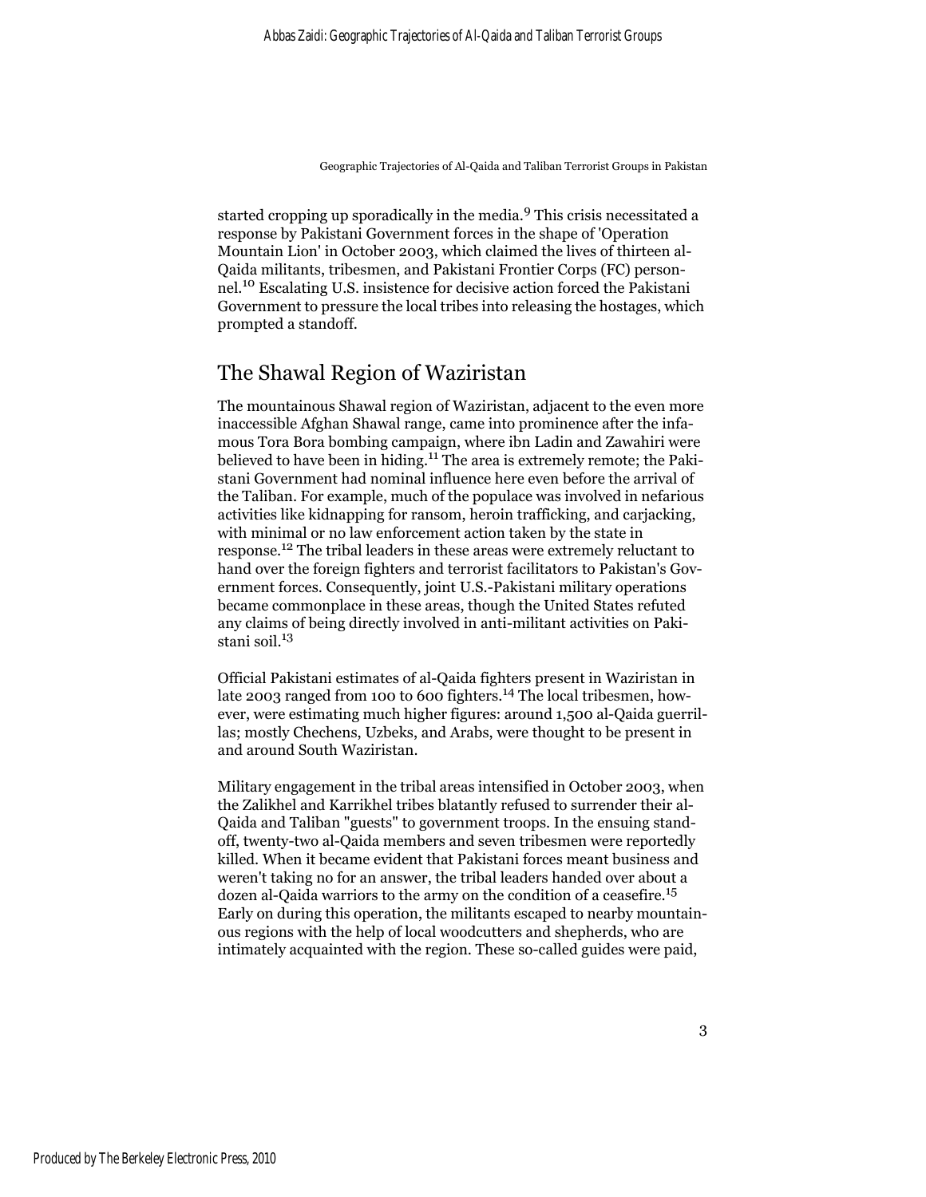started cropping up sporadically in the media.[9] This crisis necessitated a response by Pakistani Government forces in the shape of 'Operation Mountain Lion' in October 2003, which claimed the lives of thirteen al-Qaida militants, tribesmen, and Pakistani Frontier Corps (FC) personnel.[10] Escalating U.S. insistence for decisive action forced the Pakistani Government to pressure the local tribes into releasing the hostages, which prompted a standoff.

## The Shawal Region of Waziristan

The mountainous Shawal region of Waziristan, adjacent to the even more inaccessible Afghan Shawal range, came into prominence after the infamous Tora Bora bombing campaign, where ibn Ladin and Zawahiri were believed to have been in hiding.[11] The area is extremely remote; the Pakistani Government had nominal influence here even before the arrival of the Taliban. For example, much of the populace was involved in nefarious activities like kidnapping for ransom, heroin trafficking, and carjacking, with minimal or no law enforcement action taken by the state in response.[12] The tribal leaders in these areas were extremely reluctant to hand over the foreign fighters and terrorist facilitators to Pakistan's Government forces. Consequently, joint U.S.-Pakistani military operations became commonplace in these areas, though the United States refuted any claims of being directly involved in anti-militant activities on Pakistani soil.[13]

Official Pakistani estimates of al-Qaida fighters present in Waziristan in late 2003 ranged from 100 to 600 fighters.[14] The local tribesmen, however, were estimating much higher figures: around 1,500 al-Qaida guerrillas; mostly Chechens, Uzbeks, and Arabs, were thought to be present in and around South Waziristan.

Military engagement in the tribal areas intensified in October 2003, when the Zalikhel and Karrikhel tribes blatantly refused to surrender their al-Qaida and Taliban "guests" to government troops. In the ensuing standoff, twenty-two al-Qaida members and seven tribesmen were reportedly killed. When it became evident that Pakistani forces meant business and weren't taking no for an answer, the tribal leaders handed over about a dozen al-Qaida warriors to the army on the condition of a ceasefire.[15] Early on during this operation, the militants escaped to nearby mountainous regions with the help of local woodcutters and shepherds, who are intimately acquainted with the region. These so-called guides were paid,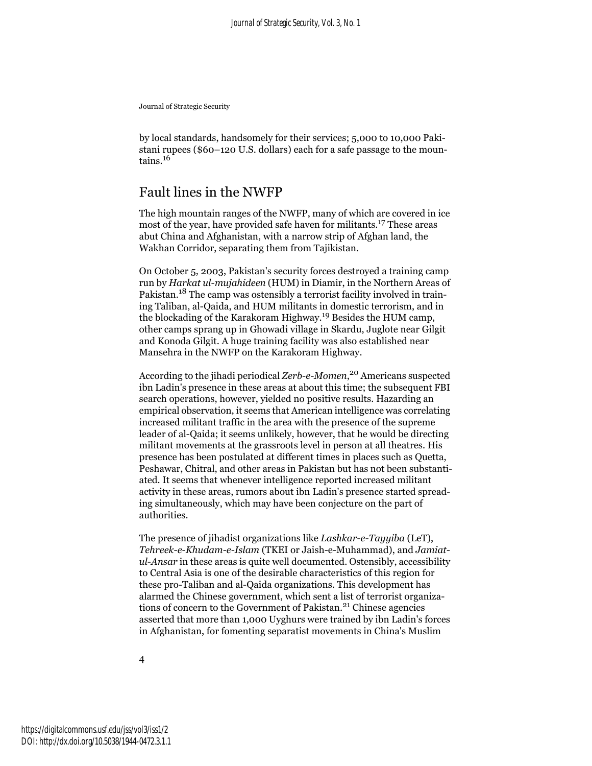by local standards, handsomely for their services; 5,000 to 10,000 Pakistani rupees ($60–120 U.S. dollars) each for a safe passage to the mountains.[16]

## Fault lines in the NWFP

The high mountain ranges of the NWFP, many of which are covered in ice most of the year, have provided safe haven for militants.[17] These areas abut China and Afghanistan, with a narrow strip of Afghan land, the Wakhan Corridor, separating them from Tajikistan.

On October 5, 2003, Pakistan's security forces destroyed a training camp run by *Harkat ul-mujahideen* (HUM) in Diamir, in the Northern Areas of Pakistan.[18] The camp was ostensibly a terrorist facility involved in training Taliban, al-Qaida, and HUM militants in domestic terrorism, and in the blockading of the Karakoram Highway.[19] Besides the HUM camp, other camps sprang up in Ghowadi village in Skardu, Juglote near Gilgit and Konoda Gilgit. A huge training facility was also established near Mansehra in the NWFP on the Karakoram Highway.

According to the jihadi periodical *Zerb-e-Momen*,[20] Americans suspected ibn Ladin's presence in these areas at about this time; the subsequent FBI search operations, however, yielded no positive results. Hazarding an empirical observation, it seems that American intelligence was correlating increased militant traffic in the area with the presence of the supreme leader of al-Qaida; it seems unlikely, however, that he would be directing militant movements at the grassroots level in person at all theatres. His presence has been postulated at different times in places such as Quetta, Peshawar, Chitral, and other areas in Pakistan but has not been substantiated. It seems that whenever intelligence reported increased militant activity in these areas, rumors about ibn Ladin's presence started spreading simultaneously, which may have been conjecture on the part of authorities.

The presence of jihadist organizations like *Lashkar-e-Tayyiba* (LeT), *Tehreek-e-Khudam-e-Islam* (TKEI or Jaish-e-Muhammad), and *Jamiat-ul-Ansar* in these areas is quite well documented. Ostensibly, accessibility to Central Asia is one of the desirable characteristics of this region for these pro-Taliban and al-Qaida organizations. This development has alarmed the Chinese government, which sent a list of terrorist organizations of concern to the Government of Pakistan.[21] Chinese agencies asserted that more than 1,000 Uyghurs were trained by ibn Ladin's forces in Afghanistan, for fomenting separatist movements in China's Muslim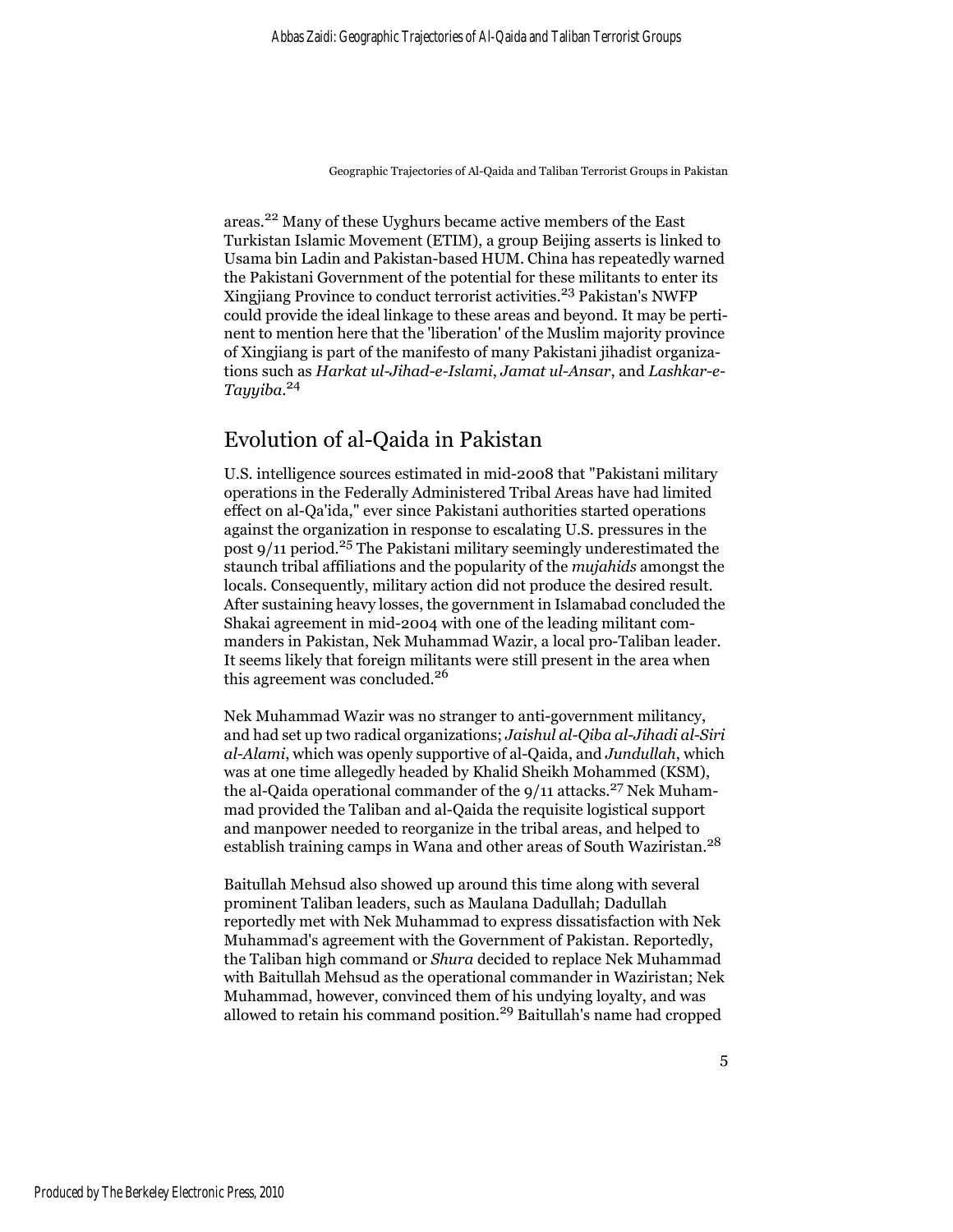areas.[22] Many of these Uyghurs became active members of the East Turkistan Islamic Movement (ETIM), a group Beijing asserts is linked to Usama bin Ladin and Pakistan-based HUM. China has repeatedly warned the Pakistani Government of the potential for these militants to enter its Xingjiang Province to conduct terrorist activities.[23] Pakistan's NWFP could provide the ideal linkage to these areas and beyond. It may be pertinent to mention here that the 'liberation' of the Muslim majority province of Xingjiang is part of the manifesto of many Pakistani jihadist organizations such as *Harkat ul-Jihad-e-Islami*, *Jamat ul-Ansar*, and *Lashkar-e-Tayyiba*.[24]

## Evolution of al-Qaida in Pakistan

U.S. intelligence sources estimated in mid-2008 that "Pakistani military operations in the Federally Administered Tribal Areas have had limited effect on al-Qa'ida," ever since Pakistani authorities started operations against the organization in response to escalating U.S. pressures in the post 9/11 period.[25] The Pakistani military seemingly underestimated the staunch tribal affiliations and the popularity of the *mujahids* amongst the locals. Consequently, military action did not produce the desired result. After sustaining heavy losses, the government in Islamabad concluded the Shakai agreement in mid-2004 with one of the leading militant commanders in Pakistan, Nek Muhammad Wazir, a local pro-Taliban leader. It seems likely that foreign militants were still present in the area when this agreement was concluded.[26]

Nek Muhammad Wazir was no stranger to anti-government militancy, and had set up two radical organizations; *Jaishul al-Qiba al-Jihadi al-Siri al-Alami*, which was openly supportive of al-Qaida, and *Jundullah*, which was at one time allegedly headed by Khalid Sheikh Mohammed (KSM), the al-Qaida operational commander of the 9/11 attacks.[27] Nek Muhammad provided the Taliban and al-Qaida the requisite logistical support and manpower needed to reorganize in the tribal areas, and helped to establish training camps in Wana and other areas of South Waziristan.[28]

Baitullah Mehsud also showed up around this time along with several prominent Taliban leaders, such as Maulana Dadullah; Dadullah reportedly met with Nek Muhammad to express dissatisfaction with Nek Muhammad's agreement with the Government of Pakistan. Reportedly, the Taliban high command or *Shura* decided to replace Nek Muhammad with Baitullah Mehsud as the operational commander in Waziristan; Nek Muhammad, however, convinced them of his undying loyalty, and was allowed to retain his command position.[29] Baitullah's name had cropped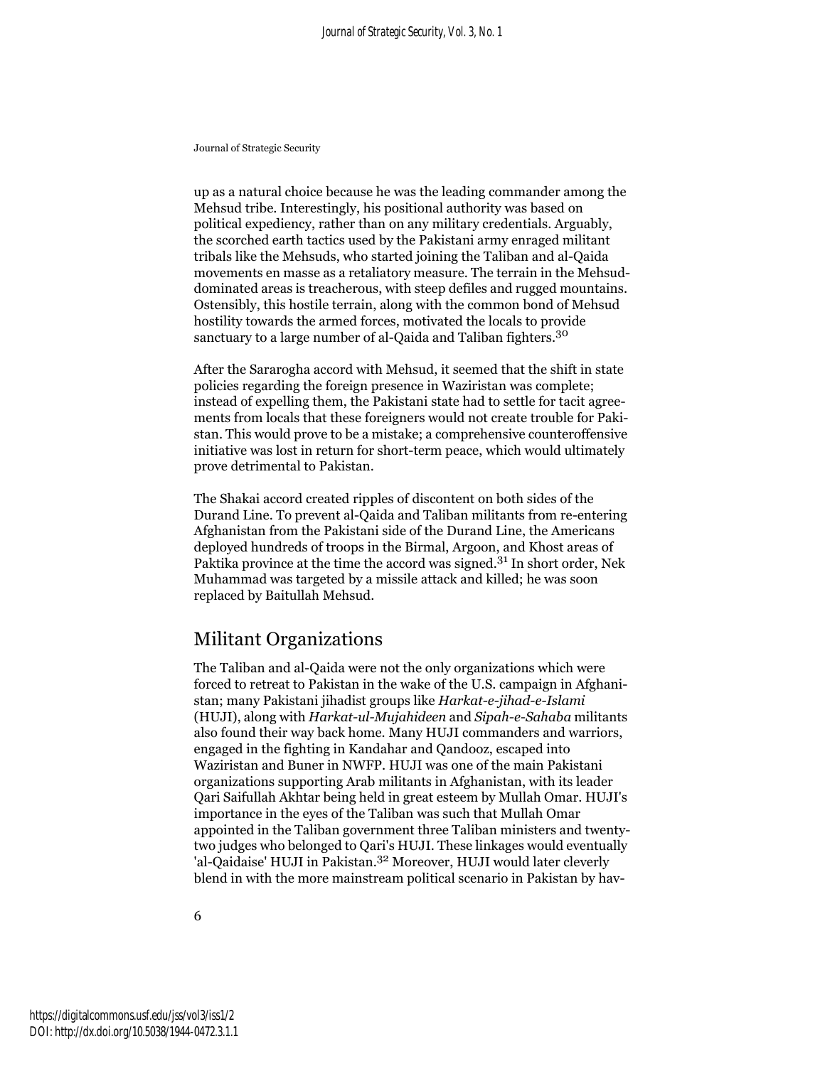up as a natural choice because he was the leading commander among the Mehsud tribe. Interestingly, his positional authority was based on political expediency, rather than on any military credentials. Arguably, the scorched earth tactics used by the Pakistani army enraged militant tribals like the Mehsuds, who started joining the Taliban and al-Qaida movements en masse as a retaliatory measure. The terrain in the Mehsud-dominated areas is treacherous, with steep defiles and rugged mountains. Ostensibly, this hostile terrain, along with the common bond of Mehsud hostility towards the armed forces, motivated the locals to provide sanctuary to a large number of al-Qaida and Taliban fighters.[30]

After the Sararogha accord with Mehsud, it seemed that the shift in state policies regarding the foreign presence in Waziristan was complete; instead of expelling them, the Pakistani state had to settle for tacit agreements from locals that these foreigners would not create trouble for Pakistan. This would prove to be a mistake; a comprehensive counteroffensive initiative was lost in return for short-term peace, which would ultimately prove detrimental to Pakistan.

The Shakai accord created ripples of discontent on both sides of the Durand Line. To prevent al-Qaida and Taliban militants from re-entering Afghanistan from the Pakistani side of the Durand Line, the Americans deployed hundreds of troops in the Birmal, Argoon, and Khost areas of Paktika province at the time the accord was signed.[31] In short order, Nek Muhammad was targeted by a missile attack and killed; he was soon replaced by Baitullah Mehsud.

## Militant Organizations

The Taliban and al-Qaida were not the only organizations which were forced to retreat to Pakistan in the wake of the U.S. campaign in Afghanistan; many Pakistani jihadist groups like *Harkat-e-jihad-e-Islami* (HUJI), along with *Harkat-ul-Mujahideen* and *Sipah-e-Sahaba* militants also found their way back home. Many HUJI commanders and warriors, engaged in the fighting in Kandahar and Qandooz, escaped into Waziristan and Buner in NWFP. HUJI was one of the main Pakistani organizations supporting Arab militants in Afghanistan, with its leader Qari Saifullah Akhtar being held in great esteem by Mullah Omar. HUJI's importance in the eyes of the Taliban was such that Mullah Omar appointed in the Taliban government three Taliban ministers and twenty-two judges who belonged to Qari's HUJI. These linkages would eventually 'al-Qaidaise' HUJI in Pakistan.[32] Moreover, HUJI would later cleverly blend in with the more mainstream political scenario in Pakistan by hav-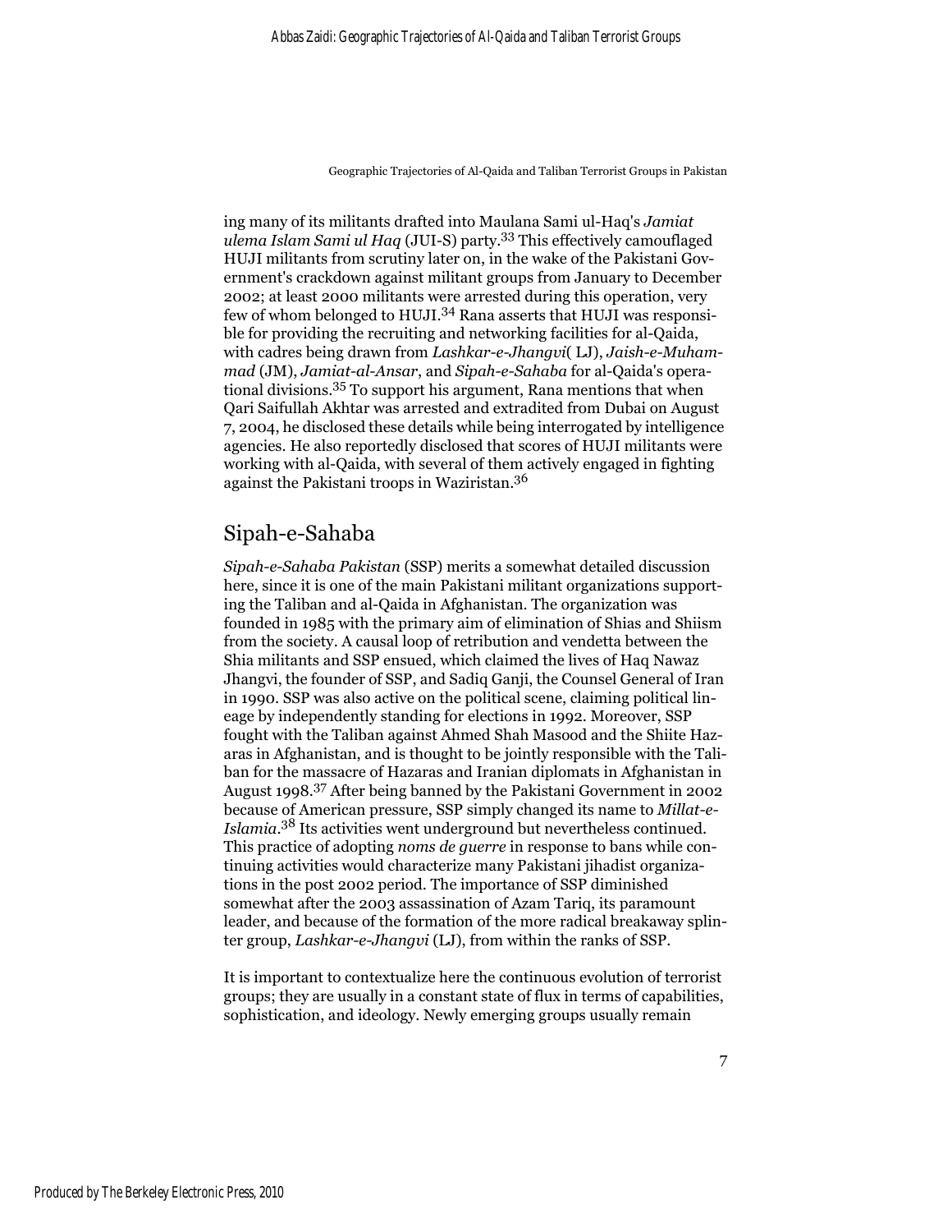ing many of its militants drafted into Maulana Sami ul-Haq's *Jamiat ulema Islam Sami ul Haq* (JUI-S) party.[33] This effectively camouflaged HUJI militants from scrutiny later on, in the wake of the Pakistani Government's crackdown against militant groups from January to December 2002; at least 2000 militants were arrested during this operation, very few of whom belonged to HUJI.[34] Rana asserts that HUJI was responsible for providing the recruiting and networking facilities for al-Qaida, with cadres being drawn from *Lashkar-e-Jhangvi*( LJ), *Jaish-e-Muhammad* (JM), *Jamiat-al-Ansar*, and *Sipah-e-Sahaba* for al-Qaida's operational divisions.[35] To support his argument, Rana mentions that when Qari Saifullah Akhtar was arrested and extradited from Dubai on August 7, 2004, he disclosed these details while being interrogated by intelligence agencies. He also reportedly disclosed that scores of HUJI militants were working with al-Qaida, with several of them actively engaged in fighting against the Pakistani troops in Waziristan.[36]

## Sipah-e-Sahaba

*Sipah-e-Sahaba Pakistan* (SSP) merits a somewhat detailed discussion here, since it is one of the main Pakistani militant organizations supporting the Taliban and al-Qaida in Afghanistan. The organization was founded in 1985 with the primary aim of elimination of Shias and Shiism from the society. A causal loop of retribution and vendetta between the Shia militants and SSP ensued, which claimed the lives of Haq Nawaz Jhangvi, the founder of SSP, and Sadiq Ganji, the Counsel General of Iran in 1990. SSP was also active on the political scene, claiming political lineage by independently standing for elections in 1992. Moreover, SSP fought with the Taliban against Ahmed Shah Masood and the Shiite Hazaras in Afghanistan, and is thought to be jointly responsible with the Taliban for the massacre of Hazaras and Iranian diplomats in Afghanistan in August 1998.[37] After being banned by the Pakistani Government in 2002 because of American pressure, SSP simply changed its name to *Millat-e-Islamia*.[38] Its activities went underground but nevertheless continued. This practice of adopting *noms de guerre* in response to bans while continuing activities would characterize many Pakistani jihadist organizations in the post 2002 period. The importance of SSP diminished somewhat after the 2003 assassination of Azam Tariq, its paramount leader, and because of the formation of the more radical breakaway splinter group, *Lashkar-e-Jhangvi* (LJ), from within the ranks of SSP.

It is important to contextualize here the continuous evolution of terrorist groups; they are usually in a constant state of flux in terms of capabilities, sophistication, and ideology. Newly emerging groups usually remain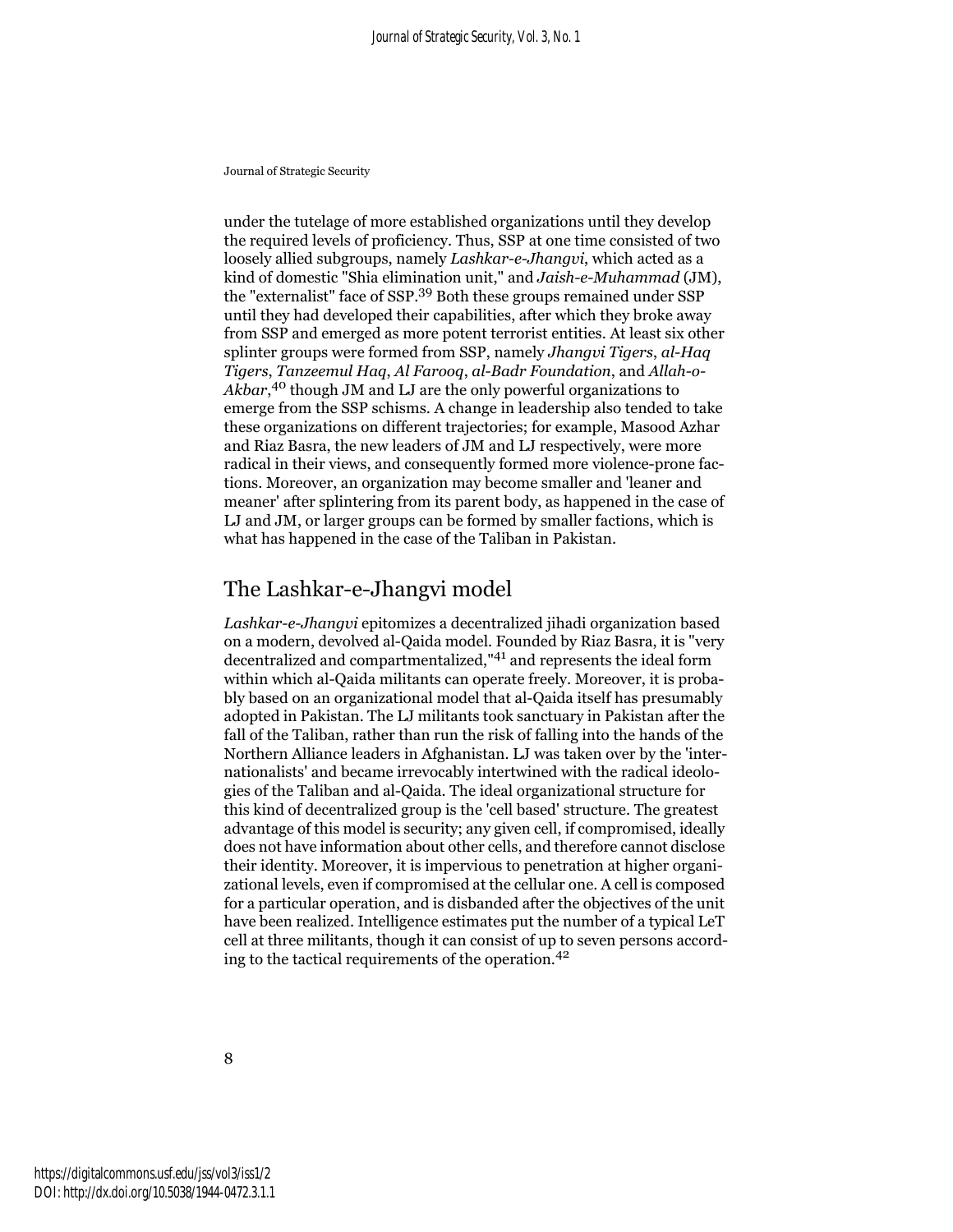under the tutelage of more established organizations until they develop the required levels of proficiency. Thus, SSP at one time consisted of two loosely allied subgroups, namely *Lashkar-e-Jhangvi*, which acted as a kind of domestic "Shia elimination unit," and *Jaish-e-Muhammad* (JM), the "externalist" face of SSP.[39] Both these groups remained under SSP until they had developed their capabilities, after which they broke away from SSP and emerged as more potent terrorist entities. At least six other splinter groups were formed from SSP, namely *Jhangvi Tigers*, *al-Haq Tigers*, *Tanzeemul Haq*, *Al Farooq*, *al-Badr Foundation*, and *Allah-o-Akbar*,[40] though JM and LJ are the only powerful organizations to emerge from the SSP schisms. A change in leadership also tended to take these organizations on different trajectories; for example, Masood Azhar and Riaz Basra, the new leaders of JM and LJ respectively, were more radical in their views, and consequently formed more violence-prone factions. Moreover, an organization may become smaller and 'leaner and meaner' after splintering from its parent body, as happened in the case of LJ and JM, or larger groups can be formed by smaller factions, which is what has happened in the case of the Taliban in Pakistan.

## The Lashkar-e-Jhangvi model

*Lashkar-e-Jhangvi* epitomizes a decentralized jihadi organization based on a modern, devolved al-Qaida model. Founded by Riaz Basra, it is "very decentralized and compartmentalized,"[41] and represents the ideal form within which al-Qaida militants can operate freely. Moreover, it is probably based on an organizational model that al-Qaida itself has presumably adopted in Pakistan. The LJ militants took sanctuary in Pakistan after the fall of the Taliban, rather than run the risk of falling into the hands of the Northern Alliance leaders in Afghanistan. LJ was taken over by the 'internationalists' and became irrevocably intertwined with the radical ideologies of the Taliban and al-Qaida. The ideal organizational structure for this kind of decentralized group is the 'cell based' structure. The greatest advantage of this model is security; any given cell, if compromised, ideally does not have information about other cells, and therefore cannot disclose their identity. Moreover, it is impervious to penetration at higher organizational levels, even if compromised at the cellular one. A cell is composed for a particular operation, and is disbanded after the objectives of the unit have been realized. Intelligence estimates put the number of a typical LeT cell at three militants, though it can consist of up to seven persons according to the tactical requirements of the operation.[42]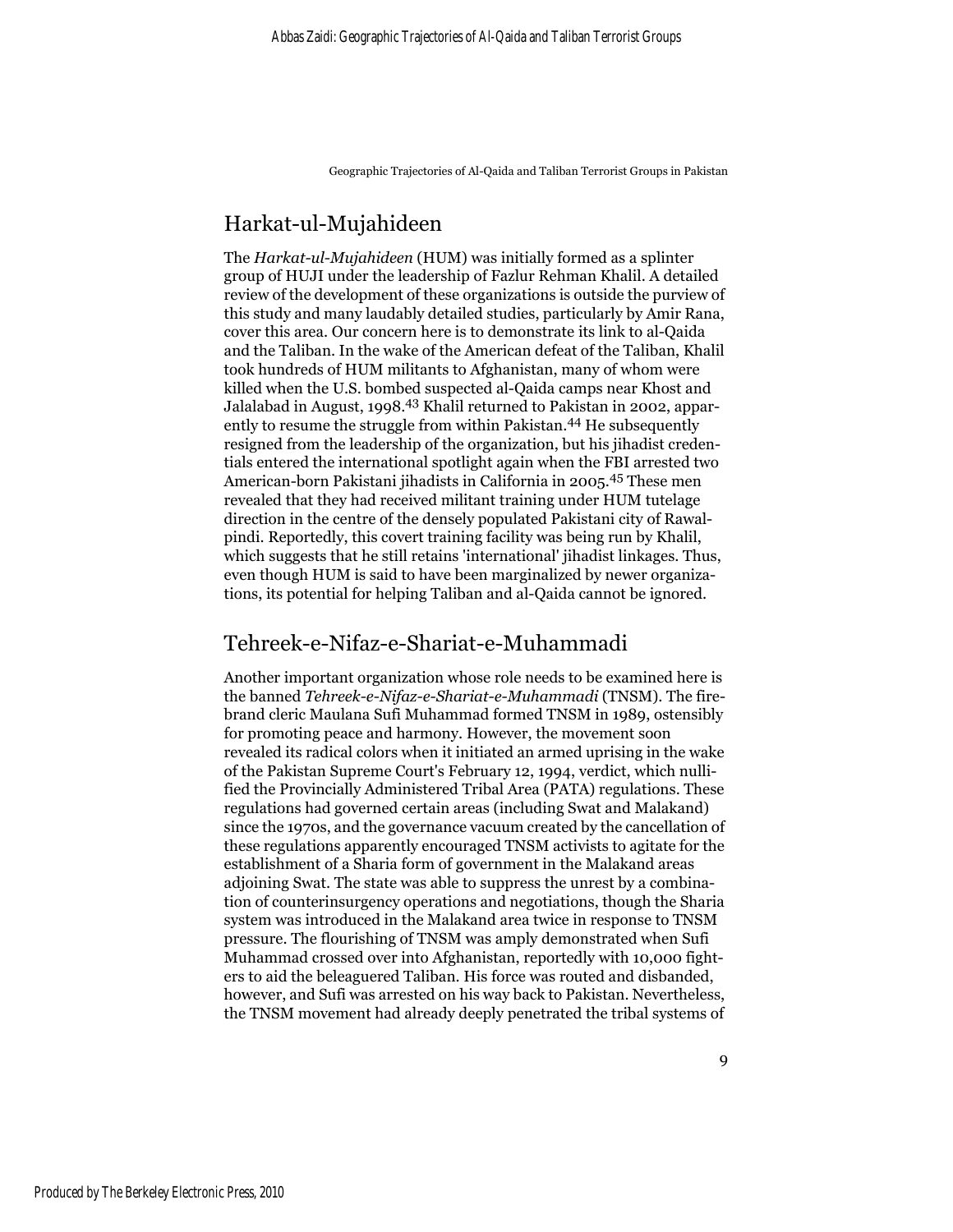## Harkat-ul-Mujahideen

The *Harkat-ul-Mujahideen* (HUM) was initially formed as a splinter group of HUJI under the leadership of Fazlur Rehman Khalil. A detailed review of the development of these organizations is outside the purview of this study and many laudably detailed studies, particularly by Amir Rana, cover this area. Our concern here is to demonstrate its link to al-Qaida and the Taliban. In the wake of the American defeat of the Taliban, Khalil took hundreds of HUM militants to Afghanistan, many of whom were killed when the U.S. bombed suspected al-Qaida camps near Khost and Jalalabad in August, 1998.[43] Khalil returned to Pakistan in 2002, apparently to resume the struggle from within Pakistan.[44] He subsequently resigned from the leadership of the organization, but his jihadist credentials entered the international spotlight again when the FBI arrested two American-born Pakistani jihadists in California in 2005.[45] These men revealed that they had received militant training under HUM tutelage direction in the centre of the densely populated Pakistani city of Rawalpindi. Reportedly, this covert training facility was being run by Khalil, which suggests that he still retains 'international' jihadist linkages. Thus, even though HUM is said to have been marginalized by newer organizations, its potential for helping Taliban and al-Qaida cannot be ignored.

## Tehreek-e-Nifaz-e-Shariat-e-Muhammadi

Another important organization whose role needs to be examined here is the banned *Tehreek-e-Nifaz-e-Shariat-e-Muhammadi* (TNSM). The firebrand cleric Maulana Sufi Muhammad formed TNSM in 1989, ostensibly for promoting peace and harmony. However, the movement soon revealed its radical colors when it initiated an armed uprising in the wake of the Pakistan Supreme Court's February 12, 1994, verdict, which nullified the Provincially Administered Tribal Area (PATA) regulations. These regulations had governed certain areas (including Swat and Malakand) since the 1970s, and the governance vacuum created by the cancellation of these regulations apparently encouraged TNSM activists to agitate for the establishment of a Sharia form of government in the Malakand areas adjoining Swat. The state was able to suppress the unrest by a combination of counterinsurgency operations and negotiations, though the Sharia system was introduced in the Malakand area twice in response to TNSM pressure. The flourishing of TNSM was amply demonstrated when Sufi Muhammad crossed over into Afghanistan, reportedly with 10,000 fighters to aid the beleaguered Taliban. His force was routed and disbanded, however, and Sufi was arrested on his way back to Pakistan. Nevertheless, the TNSM movement had already deeply penetrated the tribal systems of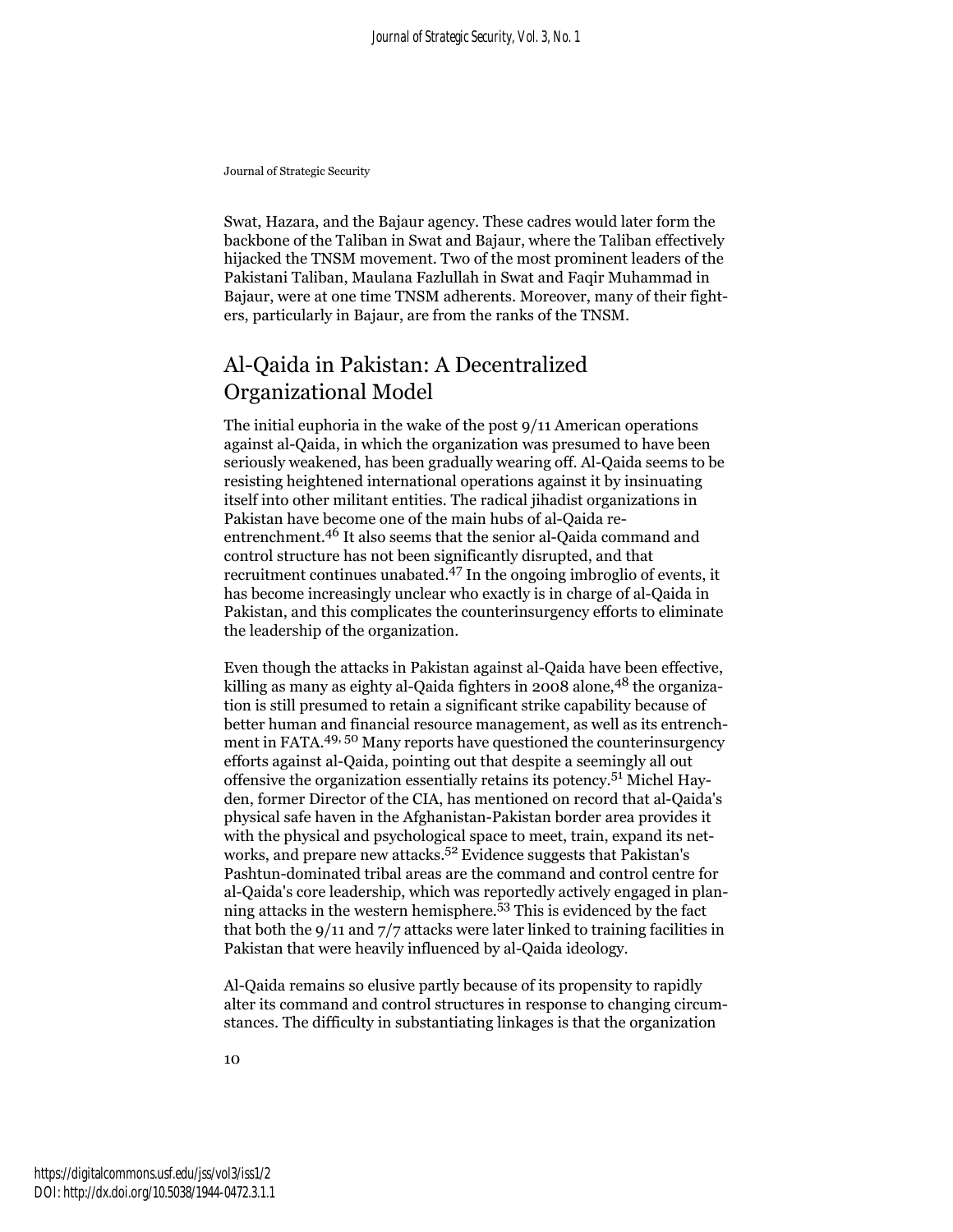Swat, Hazara, and the Bajaur agency. These cadres would later form the backbone of the Taliban in Swat and Bajaur, where the Taliban effectively hijacked the TNSM movement. Two of the most prominent leaders of the Pakistani Taliban, Maulana Fazlullah in Swat and Faqir Muhammad in Bajaur, were at one time TNSM adherents. Moreover, many of their fighters, particularly in Bajaur, are from the ranks of the TNSM.

## Al-Qaida in Pakistan: A Decentralized Organizational Model

The initial euphoria in the wake of the post 9/11 American operations against al-Qaida, in which the organization was presumed to have been seriously weakened, has been gradually wearing off. Al-Qaida seems to be resisting heightened international operations against it by insinuating itself into other militant entities. The radical jihadist organizations in Pakistan have become one of the main hubs of al-Qaida re-entrenchment.[46] It also seems that the senior al-Qaida command and control structure has not been significantly disrupted, and that recruitment continues unabated.[47] In the ongoing imbroglio of events, it has become increasingly unclear who exactly is in charge of al-Qaida in Pakistan, and this complicates the counterinsurgency efforts to eliminate the leadership of the organization.

Even though the attacks in Pakistan against al-Qaida have been effective, killing as many as eighty al-Qaida fighters in 2008 alone,[48] the organization is still presumed to retain a significant strike capability because of better human and financial resource management, as well as its entrenchment in FATA.[49, 50] Many reports have questioned the counterinsurgency efforts against al-Qaida, pointing out that despite a seemingly all out offensive the organization essentially retains its potency.[51] Michel Hayden, former Director of the CIA, has mentioned on record that al-Qaida's physical safe haven in the Afghanistan-Pakistan border area provides it with the physical and psychological space to meet, train, expand its networks, and prepare new attacks.[52] Evidence suggests that Pakistan's Pashtun-dominated tribal areas are the command and control centre for al-Qaida's core leadership, which was reportedly actively engaged in planning attacks in the western hemisphere.[53] This is evidenced by the fact that both the 9/11 and 7/7 attacks were later linked to training facilities in Pakistan that were heavily influenced by al-Qaida ideology.

Al-Qaida remains so elusive partly because of its propensity to rapidly alter its command and control structures in response to changing circumstances. The difficulty in substantiating linkages is that the organization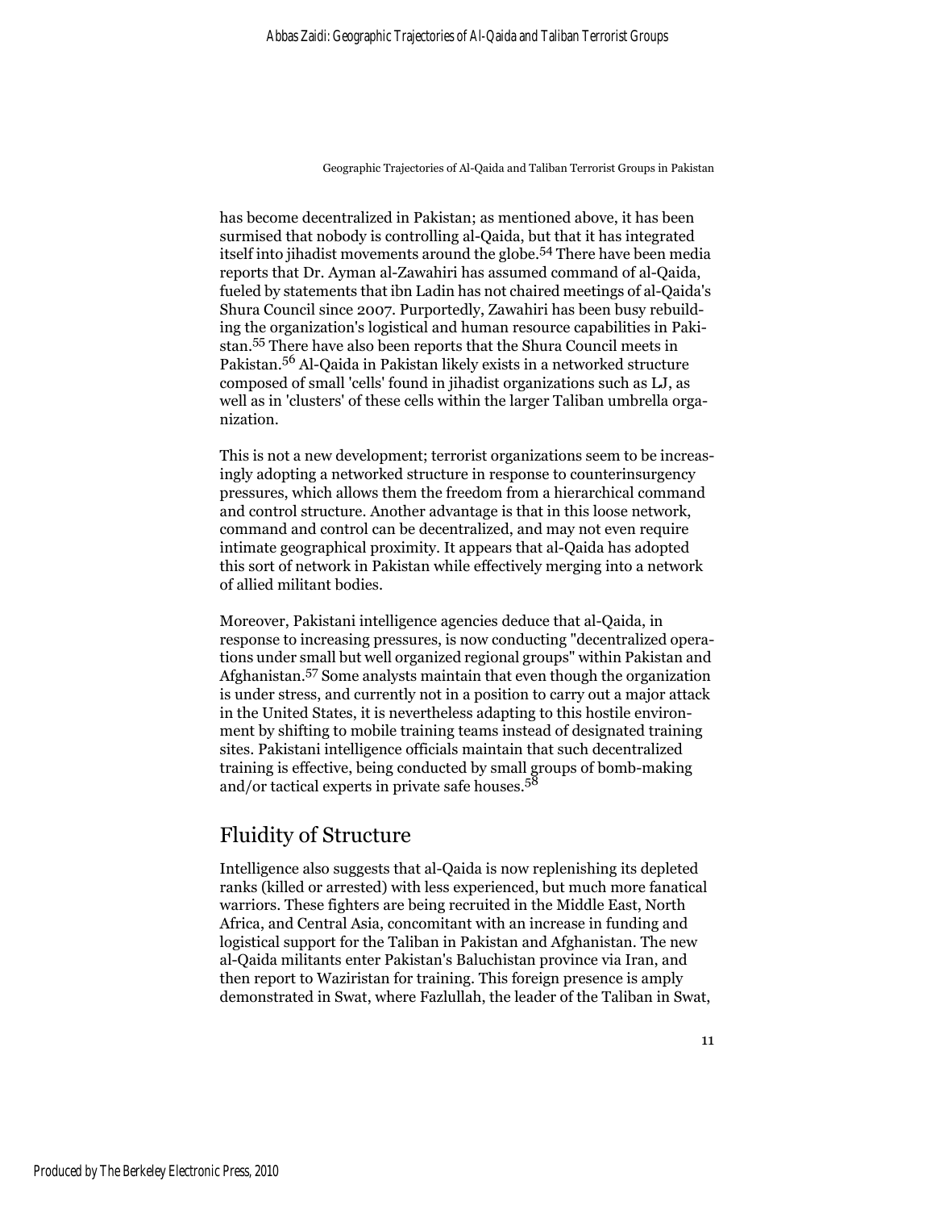has become decentralized in Pakistan; as mentioned above, it has been surmised that nobody is controlling al-Qaida, but that it has integrated itself into jihadist movements around the globe.[54] There have been media reports that Dr. Ayman al-Zawahiri has assumed command of al-Qaida, fueled by statements that ibn Ladin has not chaired meetings of al-Qaida's Shura Council since 2007. Purportedly, Zawahiri has been busy rebuilding the organization's logistical and human resource capabilities in Pakistan.[55] There have also been reports that the Shura Council meets in Pakistan.[56] Al-Qaida in Pakistan likely exists in a networked structure composed of small 'cells' found in jihadist organizations such as LJ, as well as in 'clusters' of these cells within the larger Taliban umbrella organization.

This is not a new development; terrorist organizations seem to be increasingly adopting a networked structure in response to counterinsurgency pressures, which allows them the freedom from a hierarchical command and control structure. Another advantage is that in this loose network, command and control can be decentralized, and may not even require intimate geographical proximity. It appears that al-Qaida has adopted this sort of network in Pakistan while effectively merging into a network of allied militant bodies.

Moreover, Pakistani intelligence agencies deduce that al-Qaida, in response to increasing pressures, is now conducting "decentralized operations under small but well organized regional groups" within Pakistan and Afghanistan.[57] Some analysts maintain that even though the organization is under stress, and currently not in a position to carry out a major attack in the United States, it is nevertheless adapting to this hostile environment by shifting to mobile training teams instead of designated training sites. Pakistani intelligence officials maintain that such decentralized training is effective, being conducted by small groups of bomb-making and/or tactical experts in private safe houses.[58]

## Fluidity of Structure

Intelligence also suggests that al-Qaida is now replenishing its depleted ranks (killed or arrested) with less experienced, but much more fanatical warriors. These fighters are being recruited in the Middle East, North Africa, and Central Asia, concomitant with an increase in funding and logistical support for the Taliban in Pakistan and Afghanistan. The new al-Qaida militants enter Pakistan's Baluchistan province via Iran, and then report to Waziristan for training. This foreign presence is amply demonstrated in Swat, where Fazlullah, the leader of the Taliban in Swat,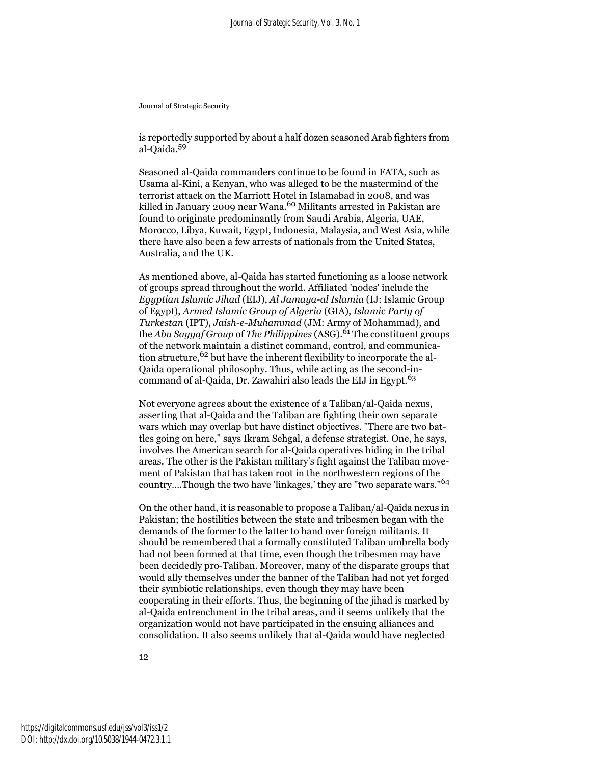is reportedly supported by about a half dozen seasoned Arab fighters from al-Qaida.[59]

Seasoned al-Qaida commanders continue to be found in FATA, such as Usama al-Kini, a Kenyan, who was alleged to be the mastermind of the terrorist attack on the Marriott Hotel in Islamabad in 2008, and was killed in January 2009 near Wana.[60] Militants arrested in Pakistan are found to originate predominantly from Saudi Arabia, Algeria, UAE, Morocco, Libya, Kuwait, Egypt, Indonesia, Malaysia, and West Asia, while there have also been a few arrests of nationals from the United States, Australia, and the UK.

As mentioned above, al-Qaida has started functioning as a loose network of groups spread throughout the world. Affiliated 'nodes' include the *Egyptian Islamic Jihad* (EIJ), *Al Jamaya-al Islamia* (IJ: Islamic Group of Egypt), *Armed Islamic Group of Algeria* (GIA), *Islamic Party of Turkestan* (IPT), *Jaish-e-Muhammad* (JM: Army of Mohammad), and the *Abu Sayyaf Group* of *The Philippines* (ASG).[61] The constituent groups of the network maintain a distinct command, control, and communication structure,[62] but have the inherent flexibility to incorporate the al-Qaida operational philosophy. Thus, while acting as the second-in-command of al-Qaida, Dr. Zawahiri also leads the EIJ in Egypt.[63]

Not everyone agrees about the existence of a Taliban/al-Qaida nexus, asserting that al-Qaida and the Taliban are fighting their own separate wars which may overlap but have distinct objectives. "There are two battles going on here," says Ikram Sehgal, a defense strategist. One, he says, involves the American search for al-Qaida operatives hiding in the tribal areas. The other is the Pakistan military's fight against the Taliban movement of Pakistan that has taken root in the northwestern regions of the country....Though the two have 'linkages,' they are "two separate wars."[64]

On the other hand, it is reasonable to propose a Taliban/al-Qaida nexus in Pakistan; the hostilities between the state and tribesmen began with the demands of the former to the latter to hand over foreign militants. It should be remembered that a formally constituted Taliban umbrella body had not been formed at that time, even though the tribesmen may have been decidedly pro-Taliban. Moreover, many of the disparate groups that would ally themselves under the banner of the Taliban had not yet forged their symbiotic relationships, even though they may have been cooperating in their efforts. Thus, the beginning of the jihad is marked by al-Qaida entrenchment in the tribal areas, and it seems unlikely that the organization would not have participated in the ensuing alliances and consolidation. It also seems unlikely that al-Qaida would have neglected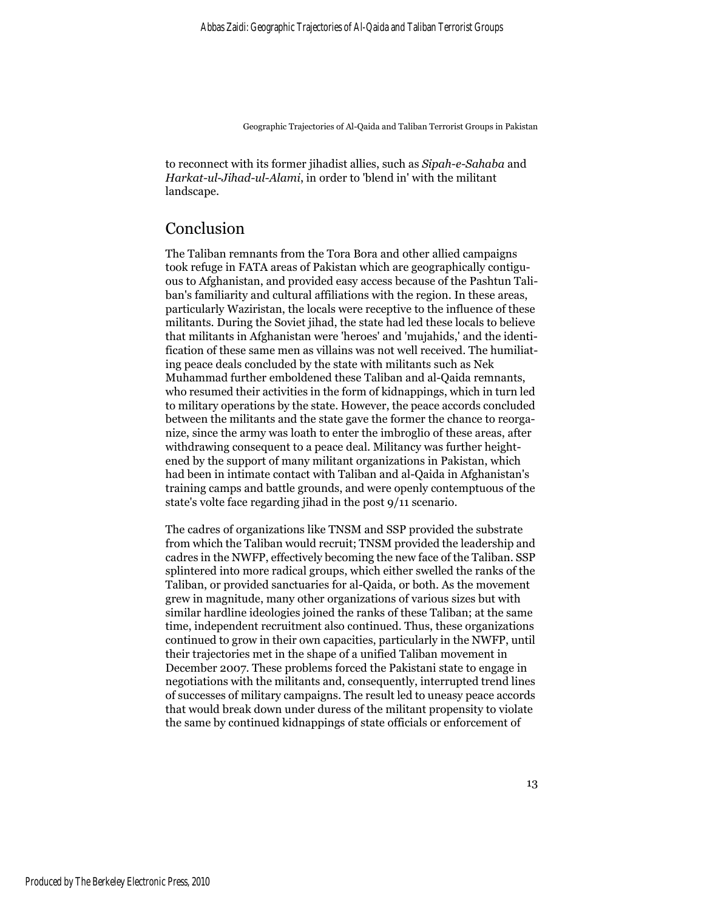to reconnect with its former jihadist allies, such as *Sipah-e-Sahaba* and *Harkat-ul-Jihad-ul-Alami*, in order to 'blend in' with the militant landscape.

## Conclusion

The Taliban remnants from the Tora Bora and other allied campaigns took refuge in FATA areas of Pakistan which are geographically contiguous to Afghanistan, and provided easy access because of the Pashtun Taliban's familiarity and cultural affiliations with the region. In these areas, particularly Waziristan, the locals were receptive to the influence of these militants. During the Soviet jihad, the state had led these locals to believe that militants in Afghanistan were 'heroes' and 'mujahids,' and the identification of these same men as villains was not well received. The humiliating peace deals concluded by the state with militants such as Nek Muhammad further emboldened these Taliban and al-Qaida remnants, who resumed their activities in the form of kidnappings, which in turn led to military operations by the state. However, the peace accords concluded between the militants and the state gave the former the chance to reorganize, since the army was loath to enter the imbroglio of these areas, after withdrawing consequent to a peace deal. Militancy was further heightened by the support of many militant organizations in Pakistan, which had been in intimate contact with Taliban and al-Qaida in Afghanistan's training camps and battle grounds, and were openly contemptuous of the state's volte face regarding jihad in the post 9/11 scenario.

The cadres of organizations like TNSM and SSP provided the substrate from which the Taliban would recruit; TNSM provided the leadership and cadres in the NWFP, effectively becoming the new face of the Taliban. SSP splintered into more radical groups, which either swelled the ranks of the Taliban, or provided sanctuaries for al-Qaida, or both. As the movement grew in magnitude, many other organizations of various sizes but with similar hardline ideologies joined the ranks of these Taliban; at the same time, independent recruitment also continued. Thus, these organizations continued to grow in their own capacities, particularly in the NWFP, until their trajectories met in the shape of a unified Taliban movement in December 2007. These problems forced the Pakistani state to engage in negotiations with the militants and, consequently, interrupted trend lines of successes of military campaigns. The result led to uneasy peace accords that would break down under duress of the militant propensity to violate the same by continued kidnappings of state officials or enforcement of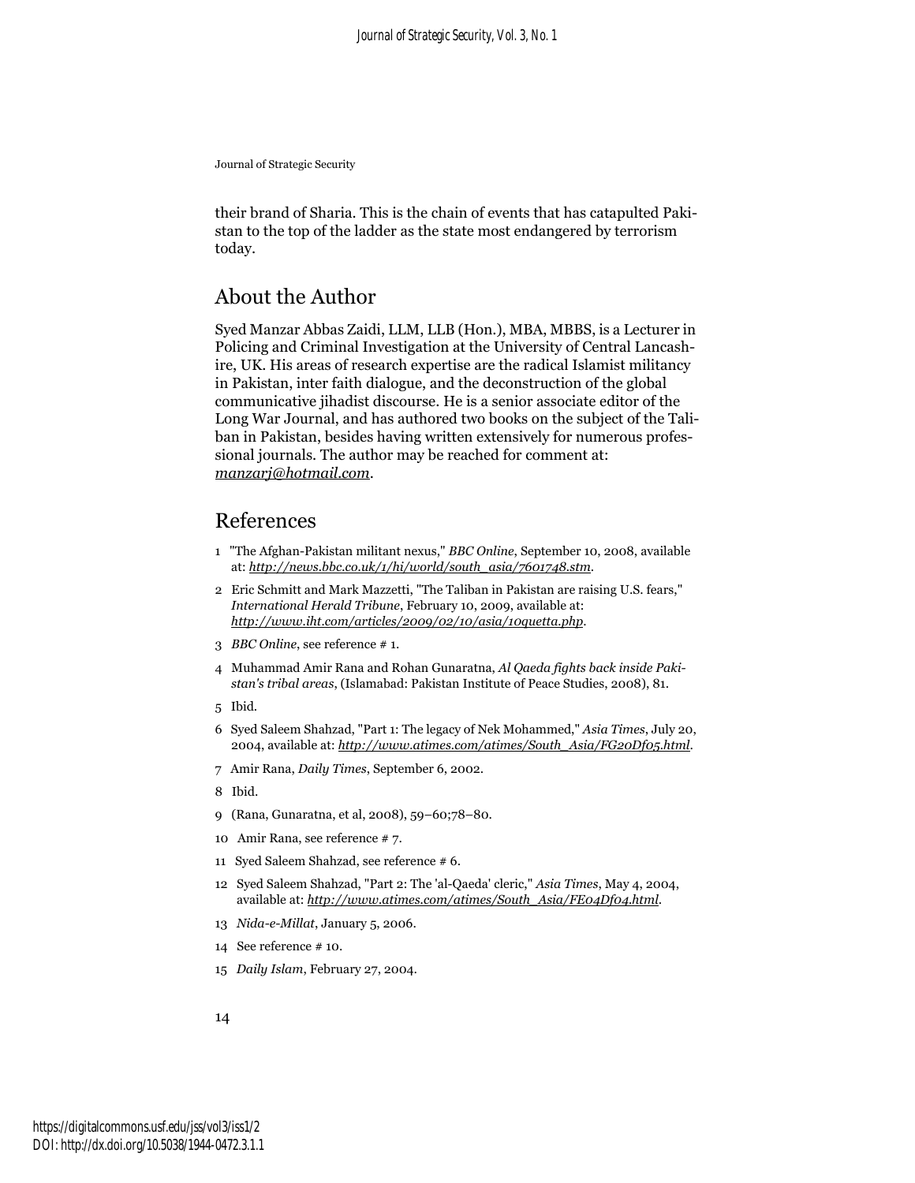their brand of Sharia. This is the chain of events that has catapulted Pakistan to the top of the ladder as the state most endangered by terrorism today.

## About the Author

Syed Manzar Abbas Zaidi, LLM, LLB (Hon.), MBA, MBBS, is a Lecturer in Policing and Criminal Investigation at the University of Central Lancashire, UK. His areas of research expertise are the radical Islamist militancy in Pakistan, inter faith dialogue, and the deconstruction of the global communicative jihadist discourse. He is a senior associate editor of the Long War Journal, and has authored two books on the subject of the Taliban in Pakistan, besides having written extensively for numerous professional journals. The author may be reached for comment at: *manzarj@hotmail.com*.

## References

1 "The Afghan-Pakistan militant nexus," *BBC Online*, September 10, 2008, available at: *http://news.bbc.co.uk/1/hi/world/south_asia/7601748.stm*.

2 Eric Schmitt and Mark Mazzetti, "The Taliban in Pakistan are raising U.S. fears," *International Herald Tribune*, February 10, 2009, available at: *http://www.iht.com/articles/2009/02/10/asia/10quetta.php*.

3 *BBC Online*, see reference # 1.

4 Muhammad Amir Rana and Rohan Gunaratna, *Al Qaeda fights back inside Pakistan's tribal areas*, (Islamabad: Pakistan Institute of Peace Studies, 2008), 81.

5 Ibid.

6 Syed Saleem Shahzad, "Part 1: The legacy of Nek Mohammed," *Asia Times*, July 20, 2004, available at: *http://www.atimes.com/atimes/South_Asia/FG20Df05.html*.

7 Amir Rana, *Daily Times*, September 6, 2002.

8 Ibid.

9 (Rana, Gunaratna, et al, 2008), 59–60;78–80.

10 Amir Rana, see reference # 7.

11 Syed Saleem Shahzad, see reference # 6.

12 Syed Saleem Shahzad, "Part 2: The 'al-Qaeda' cleric," *Asia Times*, May 4, 2004, available at: *http://www.atimes.com/atimes/South_Asia/FE04Df04.html*.

13 *Nida-e-Millat*, January 5, 2006.

14 See reference # 10.

15 *Daily Islam*, February 27, 2004.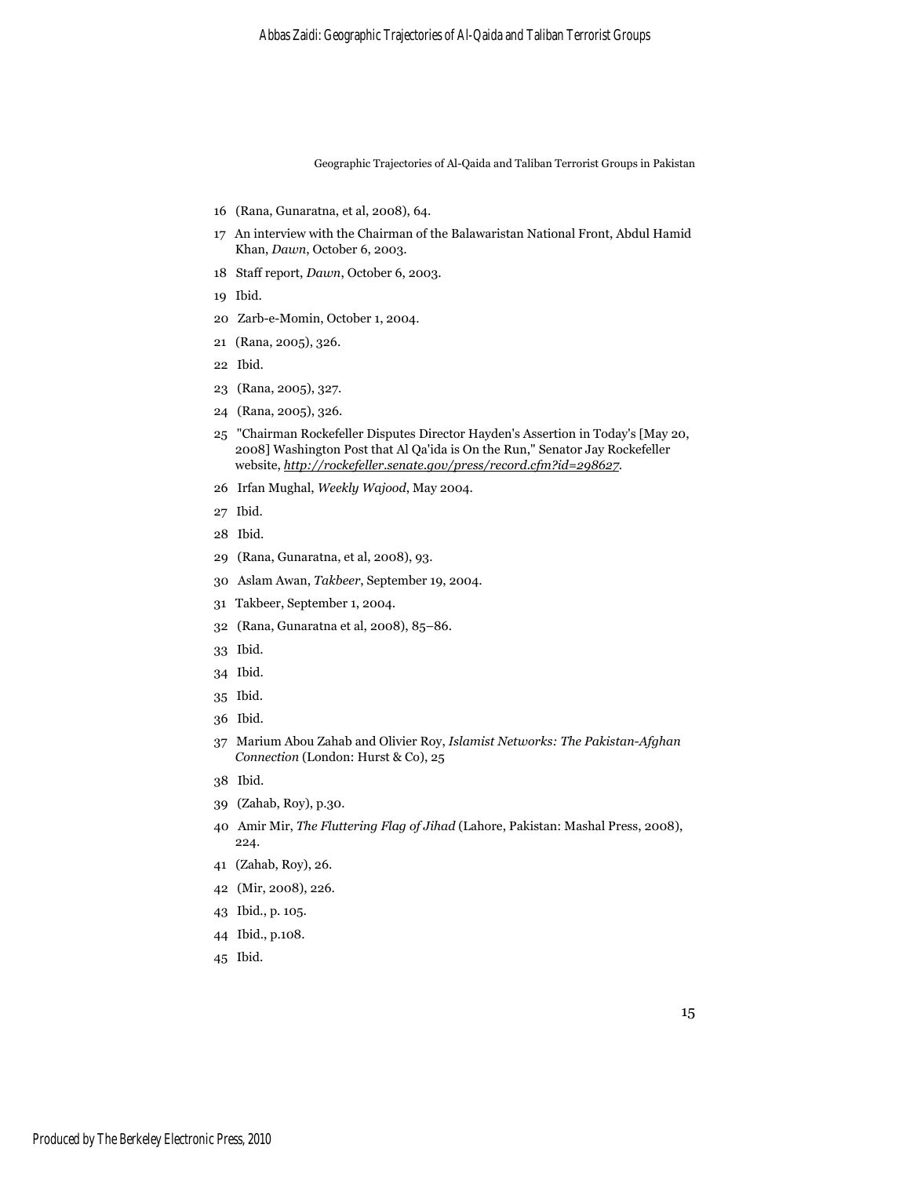16 (Rana, Gunaratna, et al, 2008), 64.

17 An interview with the Chairman of the Balawaristan National Front, Abdul Hamid Khan, *Dawn*, October 6, 2003.

18 Staff report, *Dawn*, October 6, 2003.

19 Ibid.

20 Zarb-e-Momin, October 1, 2004.

21 (Rana, 2005), 326.

22 Ibid.

23 (Rana, 2005), 327.

24 (Rana, 2005), 326.

25 "Chairman Rockefeller Disputes Director Hayden's Assertion in Today's [May 20, 2008] Washington Post that Al Qa'ida is On the Run," Senator Jay Rockefeller website, *http://rockefeller.senate.gov/press/record.cfm?id=298627*.

26 Irfan Mughal, *Weekly Wajood*, May 2004.

27 Ibid.

28 Ibid.

29 (Rana, Gunaratna, et al, 2008), 93.

30 Aslam Awan, *Takbeer*, September 19, 2004.

31 Takbeer, September 1, 2004.

32 (Rana, Gunaratna et al, 2008), 85–86.

33 Ibid.

34 Ibid.

35 Ibid.

36 Ibid.

37 Marium Abou Zahab and Olivier Roy, *Islamist Networks: The Pakistan-Afghan Connection* (London: Hurst & Co), 25

38 Ibid.

39 (Zahab, Roy), p.30.

40 Amir Mir, *The Fluttering Flag of Jihad* (Lahore, Pakistan: Mashal Press, 2008), 224.

41 (Zahab, Roy), 26.

42 (Mir, 2008), 226.

43 Ibid., p. 105.

44 Ibid., p.108.

45 Ibid.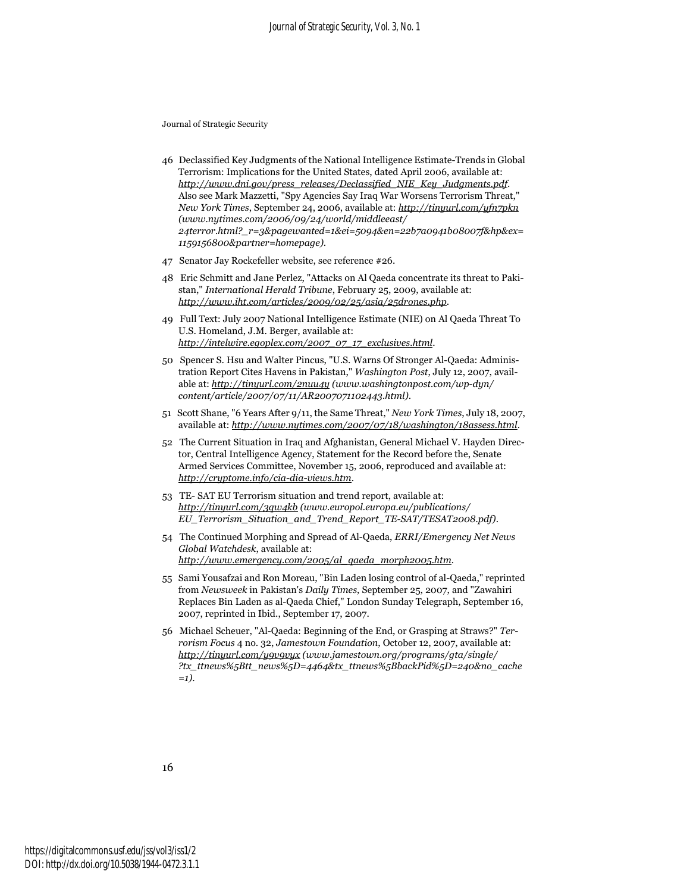46 Declassified Key Judgments of the National Intelligence Estimate-Trends in Global Terrorism: Implications for the United States, dated April 2006, available at: *http://www.dni.gov/press_releases/Declassified_NIE_Key_Judgments.pdf*. Also see Mark Mazzetti, "Spy Agencies Say Iraq War Worsens Terrorism Threat," *New York Times*, September 24, 2006, available at: *http://tinyurl.com/yfn7pkn (www.nytimes.com/2006/09/24/world/middleeast/24terror.html?_r=3&pagewanted=1&ei=5094&en=22b7a0941b08007f&hp&ex=1159156800&partner=homepage)*.

47 Senator Jay Rockefeller website, see reference #26.

48 Eric Schmitt and Jane Perlez, "Attacks on Al Qaeda concentrate its threat to Pakistan," *International Herald Tribune*, February 25, 2009, available at: *http://www.iht.com/articles/2009/02/25/asia/25drones.php*.

49 Full Text: July 2007 National Intelligence Estimate (NIE) on Al Qaeda Threat To U.S. Homeland, J.M. Berger, available at: *http://intelwire.egoplex.com/2007_07_17_exclusives.html*.

50 Spencer S. Hsu and Walter Pincus, "U.S. Warns Of Stronger Al-Qaeda: Administration Report Cites Havens in Pakistan," *Washington Post*, July 12, 2007, available at: *http://tinyurl.com/2nuu4y (www.washingtonpost.com/wp-dyn/content/article/2007/07/11/AR2007071102443.html)*.

51 Scott Shane, "6 Years After 9/11, the Same Threat," *New York Times*, July 18, 2007, available at: *http://www.nytimes.com/2007/07/18/washington/18assess.html*.

52 The Current Situation in Iraq and Afghanistan, General Michael V. Hayden Director, Central Intelligence Agency, Statement for the Record before the, Senate Armed Services Committee, November 15, 2006, reproduced and available at: *http://cryptome.info/cia-dia-views.htm*.

53 TE- SAT EU Terrorism situation and trend report, available at: *http://tinyurl.com/3qw4kb (www.europol.europa.eu/publications/EU_Terrorism_Situation_and_Trend_Report_TE-SAT/TESAT2008.pdf)*.

54 The Continued Morphing and Spread of Al-Qaeda, *ERRI/Emergency Net News Global Watchdesk*, available at: *http://www.emergency.com/2005/al_qaeda_morph2005.htm*.

55 Sami Yousafzai and Ron Moreau, "Bin Laden losing control of al-Qaeda," reprinted from *Newsweek* in Pakistan's *Daily Times*, September 25, 2007, and "Zawahiri Replaces Bin Laden as al-Qaeda Chief," London Sunday Telegraph, September 16, 2007, reprinted in Ibid., September 17, 2007.

56 Michael Scheuer, "Al-Qaeda: Beginning of the End, or Grasping at Straws?" *Terrorism Focus* 4 no. 32, *Jamestown Foundation*, October 12, 2007, available at: *http://tinyurl.com/y9v9vyx (www.jamestown.org/programs/gta/single/?tx_ttnews%5Btt_news%5D=4464&tx_ttnews%5BbackPid%5D=240&no_cache=1)*.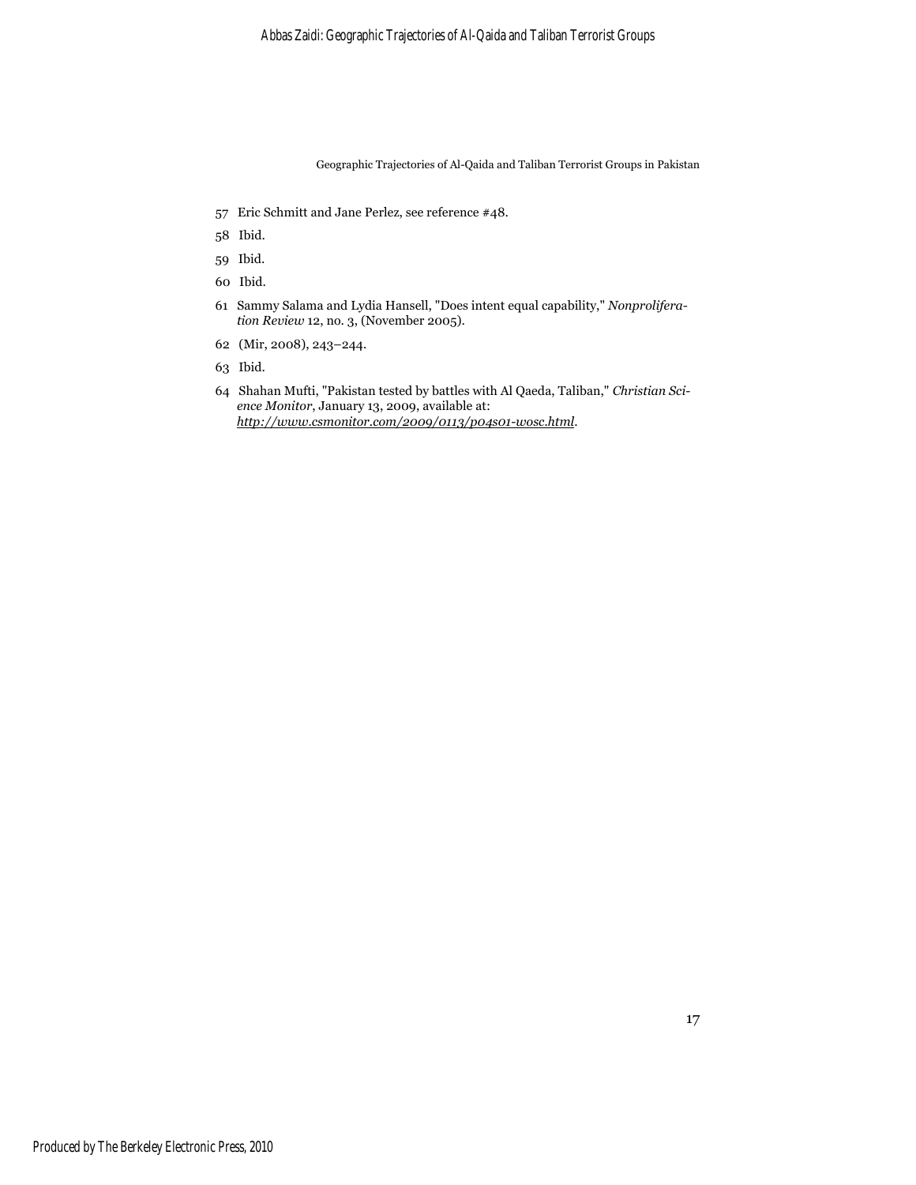57 Eric Schmitt and Jane Perlez, see reference #48.

58 Ibid.

59 Ibid.

60 Ibid.

61 Sammy Salama and Lydia Hansell, "Does intent equal capability," *Nonproliferation Review* 12, no. 3, (November 2005).

62 (Mir, 2008), 243–244.

63 Ibid.

64 Shahan Mufti, "Pakistan tested by battles with Al Qaeda, Taliban," *Christian Science Monitor*, January 13, 2009, available at: *http://www.csmonitor.com/2009/0113/p04s01-wosc.html*.